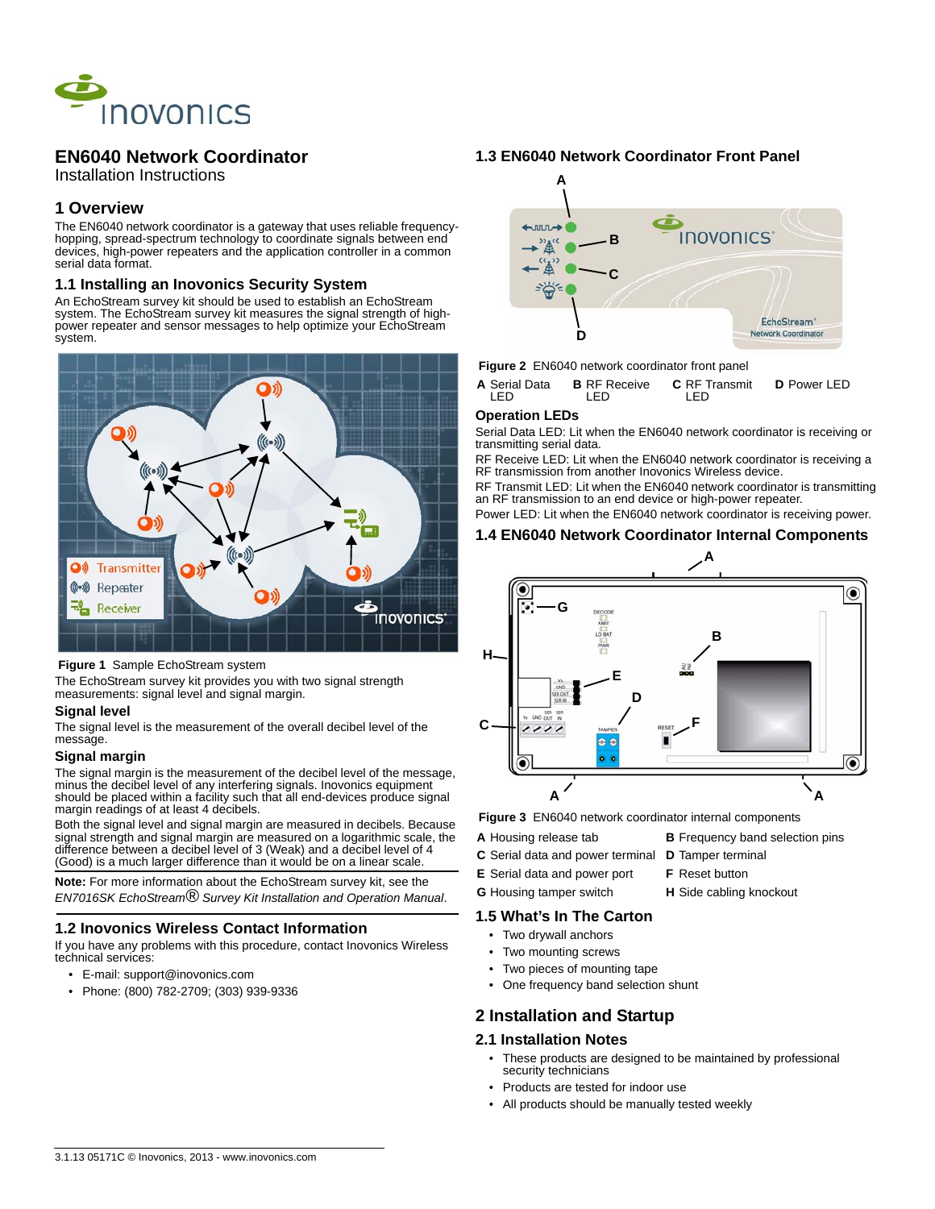# EN6040 Network Coordinator

Installation Instructions

## 1 Overview

The EN6040 network coordinator is a gateway that uses reliable frequency-hopping, spread-spectrum technology to coordinate signals between end devices, high-power repeaters and the application controller in a common serial data format.

### 1.1 Installing an Inovonics Security System

An EchoStream survey kit should be used to establish an EchoStream system. The EchoStream survey kit measures the signal strength of high-power repeater and sensor messages to help optimize your EchoStream system.

**Figure 1** Sample EchoStream system

The EchoStream survey kit provides you with two signal strength measurements: signal level and signal margin.

#### Signal level

The signal level is the measurement of the overall decibel level of the message.

#### Signal margin

The signal margin is the measurement of the decibel level of the message, minus the decibel level of any interfering signals. Inovonics equipment should be placed within a facility such that all end-devices produce signal margin readings of at least 4 decibels.

Both the signal level and signal margin are measured in decibels. Because signal strength and signal margin are measured on a logarithmic scale, the difference between a decibel level of 3 (Weak) and a decibel level of 4 (Good) is a much larger difference than it would be on a linear scale.

**Note:** For more information about the EchoStream survey kit, see the *EN7016SK EchoStream® Survey Kit Installation and Operation Manual*.

### 1.2 Inovonics Wireless Contact Information

If you have any problems with this procedure, contact Inovonics Wireless technical services:

- E-mail: support@inovonics.com
- Phone: (800) 782-2709; (303) 939-9336

### 1.3 EN6040 Network Coordinator Front Panel

**Figure 2** EN6040 network coordinator front panel

**A** Serial Data LED **B** RF Receive LED **C** RF Transmit LED **D** Power LED

#### Operation LEDs

Serial Data LED: Lit when the EN6040 network coordinator is receiving or transmitting serial data.

RF Receive LED: Lit when the EN6040 network coordinator is receiving a RF transmission from another Inovonics Wireless device.

RF Transmit LED: Lit when the EN6040 network coordinator is transmitting an RF transmission to an end device or high-power repeater.

Power LED: Lit when the EN6040 network coordinator is receiving power.

### 1.4 EN6040 Network Coordinator Internal Components

**Figure 3** EN6040 network coordinator internal components

| | |
|---|---|
| **A** Housing release tab | **B** Frequency band selection pins |
| **C** Serial data and power terminal | **D** Tamper terminal |
| **E** Serial data and power port | **F** Reset button |
| **G** Housing tamper switch | **H** Side cabling knockout |

### 1.5 What's In The Carton

- Two drywall anchors
- Two mounting screws
- Two pieces of mounting tape
- One frequency band selection shunt

## 2 Installation and Startup

### 2.1 Installation Notes

- These products are designed to be maintained by professional security technicians
- Products are tested for indoor use
- All products should be manually tested weekly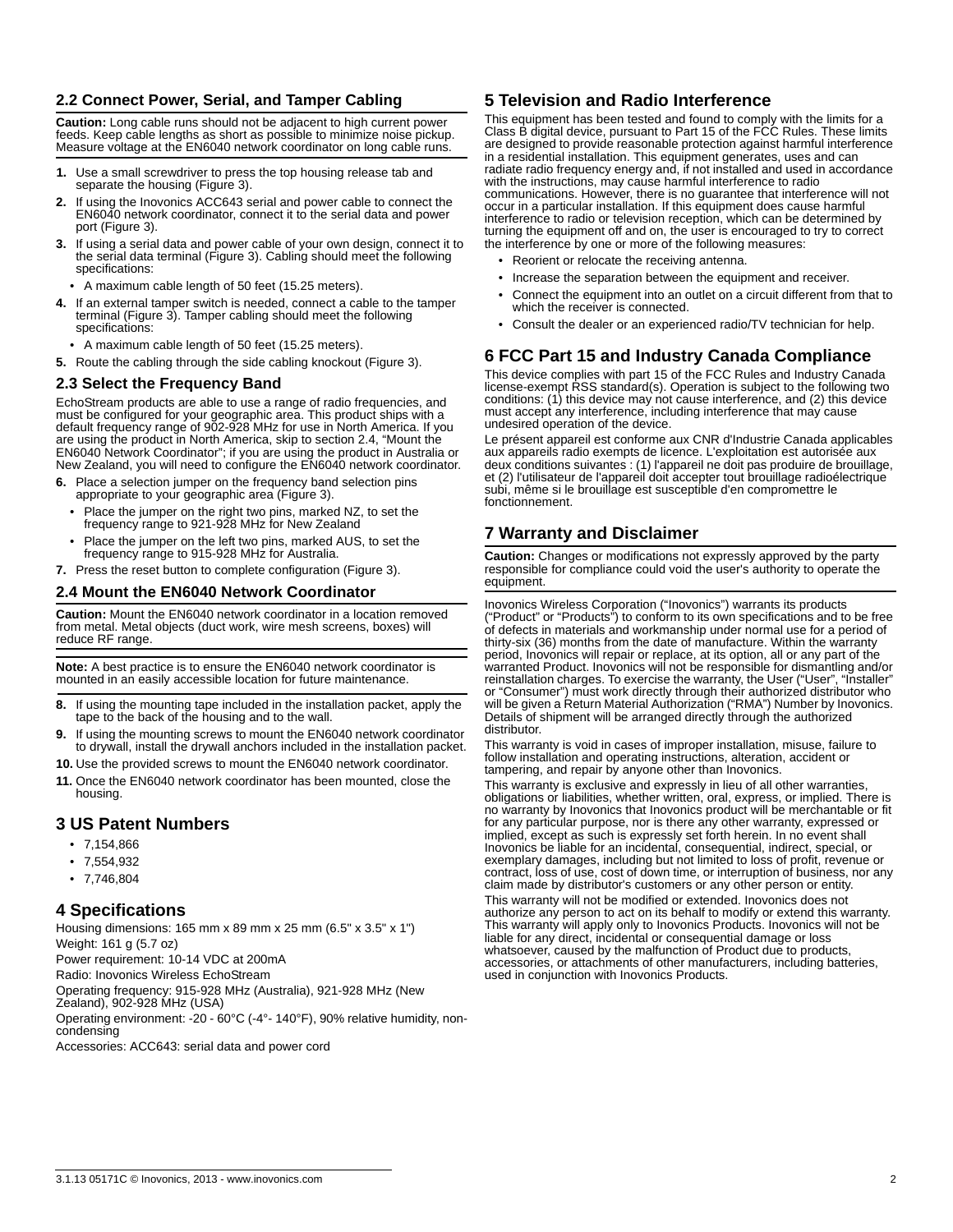## 2.2 Connect Power, Serial, and Tamper Cabling

**Caution:** Long cable runs should not be adjacent to high current power feeds. Keep cable lengths as short as possible to minimize noise pickup. Measure voltage at the EN6040 network coordinator on long cable runs.

1. Use a small screwdriver to press the top housing release tab and separate the housing (Figure 3).
2. If using the Inovonics ACC643 serial and power cable to connect the EN6040 network coordinator, connect it to the serial data and power port (Figure 3).
3. If using a serial data and power cable of your own design, connect it to the serial data terminal (Figure 3). Cabling should meet the following specifications:
   - A maximum cable length of 50 feet (15.25 meters).
4. If an external tamper switch is needed, connect a cable to the tamper terminal (Figure 3). Tamper cabling should meet the following specifications:
   - A maximum cable length of 50 feet (15.25 meters).
5. Route the cabling through the side cabling knockout (Figure 3).

## 2.3 Select the Frequency Band

EchoStream products are able to use a range of radio frequencies, and must be configured for your geographic area. This product ships with a default frequency range of 902-928 MHz for use in North America. If you are using the product in North America, skip to section 2.4, "Mount the EN6040 Network Coordinator"; if you are using the product in Australia or New Zealand, you will need to configure the EN6040 network coordinator.

6. Place a selection jumper on the frequency band selection pins appropriate to your geographic area (Figure 3).
   - Place the jumper on the right two pins, marked NZ, to set the frequency range to 921-928 MHz for New Zealand
   - Place the jumper on the left two pins, marked AUS, to set the frequency range to 915-928 MHz for Australia.
7. Press the reset button to complete configuration (Figure 3).

## 2.4 Mount the EN6040 Network Coordinator

**Caution:** Mount the EN6040 network coordinator in a location removed from metal. Metal objects (duct work, wire mesh screens, boxes) will reduce RF range.

**Note:** A best practice is to ensure the EN6040 network coordinator is mounted in an easily accessible location for future maintenance.

8. If using the mounting tape included in the installation packet, apply the tape to the back of the housing and to the wall.
9. If using the mounting screws to mount the EN6040 network coordinator to drywall, install the drywall anchors included in the installation packet.
10. Use the provided screws to mount the EN6040 network coordinator.
11. Once the EN6040 network coordinator has been mounted, close the housing.

# 3 US Patent Numbers

- 7,154,866
- 7,554,932
- 7,746,804

# 4 Specifications

Housing dimensions: 165 mm x 89 mm x 25 mm (6.5" x 3.5" x 1")

Weight: 161 g (5.7 oz)

Power requirement: 10-14 VDC at 200mA

Radio: Inovonics Wireless EchoStream

Operating frequency: 915-928 MHz (Australia), 921-928 MHz (New Zealand), 902-928 MHz (USA)

Operating environment: -20 - 60°C (-4°- 140°F), 90% relative humidity, non-condensing

Accessories: ACC643: serial data and power cord

# 5 Television and Radio Interference

This equipment has been tested and found to comply with the limits for a Class B digital device, pursuant to Part 15 of the FCC Rules. These limits are designed to provide reasonable protection against harmful interference in a residential installation. This equipment generates, uses and can radiate radio frequency energy and, if not installed and used in accordance with the instructions, may cause harmful interference to radio communications. However, there is no guarantee that interference will not occur in a particular installation. If this equipment does cause harmful interference to radio or television reception, which can be determined by turning the equipment off and on, the user is encouraged to try to correct the interference by one or more of the following measures:

- Reorient or relocate the receiving antenna.
- Increase the separation between the equipment and receiver.
- Connect the equipment into an outlet on a circuit different from that to which the receiver is connected.
- Consult the dealer or an experienced radio/TV technician for help.

# 6 FCC Part 15 and Industry Canada Compliance

This device complies with part 15 of the FCC Rules and Industry Canada license-exempt RSS standard(s). Operation is subject to the following two conditions: (1) this device may not cause interference, and (2) this device must accept any interference, including interference that may cause undesired operation of the device.

Le présent appareil est conforme aux CNR d'Industrie Canada applicables aux appareils radio exempts de licence. L'exploitation est autorisée aux deux conditions suivantes : (1) l'appareil ne doit pas produire de brouillage, et (2) l'utilisateur de l'appareil doit accepter tout brouillage radioélectrique subi, même si le brouillage est susceptible d'en compromettre le fonctionnement.

# 7 Warranty and Disclaimer

**Caution:** Changes or modifications not expressly approved by the party responsible for compliance could void the user's authority to operate the equipment.

Inovonics Wireless Corporation ("Inovonics") warrants its products ("Product" or "Products") to conform to its own specifications and to be free of defects in materials and workmanship under normal use for a period of thirty-six (36) months from the date of manufacture. Within the warranty period, Inovonics will repair or replace, at its option, all or any part of the warranted Product. Inovonics will not be responsible for dismantling and/or reinstallation charges. To exercise the warranty, the User ("User", "Installer" or "Consumer") must work directly through their authorized distributor who will be given a Return Material Authorization ("RMA") Number by Inovonics. Details of shipment will be arranged directly through the authorized distributor.

This warranty is void in cases of improper installation, misuse, failure to follow installation and operating instructions, alteration, accident or tampering, and repair by anyone other than Inovonics.

This warranty is exclusive and expressly in lieu of all other warranties, obligations or liabilities, whether written, oral, express, or implied. There is no warranty by Inovonics that Inovonics product will be merchantable or fit for any particular purpose, nor is there any other warranty, expressed or implied, except as such is expressly set forth herein. In no event shall Inovonics be liable for an incidental, consequential, indirect, special, or exemplary damages, including but not limited to loss of profit, revenue or contract, loss of use, cost of down time, or interruption of business, nor any claim made by distributor's customers or any other person or entity.

This warranty will not be modified or extended. Inovonics does not authorize any person to act on its behalf to modify or extend this warranty. This warranty will apply only to Inovonics Products. Inovonics will not be liable for any direct, incidental or consequential damage or loss whatsoever, caused by the malfunction of Product due to products, accessories, or attachments of other manufacturers, including batteries, used in conjunction with Inovonics Products.

3.1.13 05171C © Inovonics, 2013 - www.inovonics.com